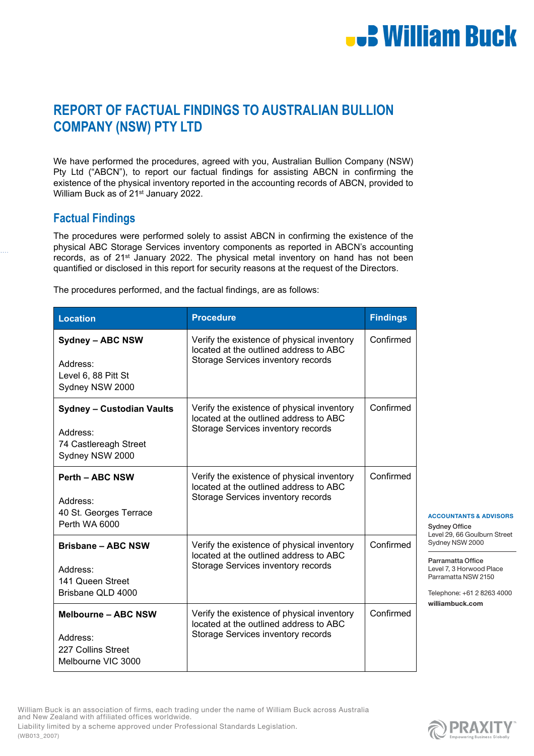# REPORT OF FACTUAL FINDINGS TO AUSTRALIAN BULLION COMPANY (NSW) PTY LTD

We have performed the procedures, agreed with you, Australian Bullion Company (NSW) Pty Ltd ("ABCN"), to report our factual findings for assisting ABCN in confirming the existence of the physical inventory reported in the accounting records of ABCN, provided to William Buck as of 21st January 2022.

## Factual Findings

The procedures were performed solely to assist ABCN in confirming the existence of the physical ABC Storage Services inventory components as reported in ABCN's accounting records, as of 21st January 2022. The physical metal inventory on hand has not been quantified or disclosed in this report for security reasons at the request of the Directors.

The procedures performed, and the factual findings, are as follows:

| Location | Procedure | Findings |
|---|---|---|
| **Sydney – ABC NSW**<br><br>Address:<br>Level 6, 88 Pitt St<br>Sydney NSW 2000 | Verify the existence of physical inventory located at the outlined address to ABC Storage Services inventory records | Confirmed |
| **Sydney – Custodian Vaults**<br><br>Address:<br>74 Castlereagh Street<br>Sydney NSW 2000 | Verify the existence of physical inventory located at the outlined address to ABC Storage Services inventory records | Confirmed |
| **Perth – ABC NSW**<br><br>Address:<br>40 St. Georges Terrace<br>Perth WA 6000 | Verify the existence of physical inventory located at the outlined address to ABC Storage Services inventory records | Confirmed |
| **Brisbane – ABC NSW**<br><br>Address:<br>141 Queen Street<br>Brisbane QLD 4000 | Verify the existence of physical inventory located at the outlined address to ABC Storage Services inventory records | Confirmed |
| **Melbourne – ABC NSW**<br><br>Address:<br>227 Collins Street<br>Melbourne VIC 3000 | Verify the existence of physical inventory located at the outlined address to ABC Storage Services inventory records | Confirmed |

**ACCOUNTANTS & ADVISORS**

Sydney Office
Level 29, 66 Goulburn Street
Sydney NSW 2000

Parramatta Office
Level 7, 3 Horwood Place
Parramatta NSW 2150

Telephone: +61 2 8263 4000
williambuck.com

William Buck is an association of firms, each trading under the name of William Buck across Australia and New Zealand with affiliated offices worldwide.
Liability limited by a scheme approved under Professional Standards Legislation.
(WB013_2007)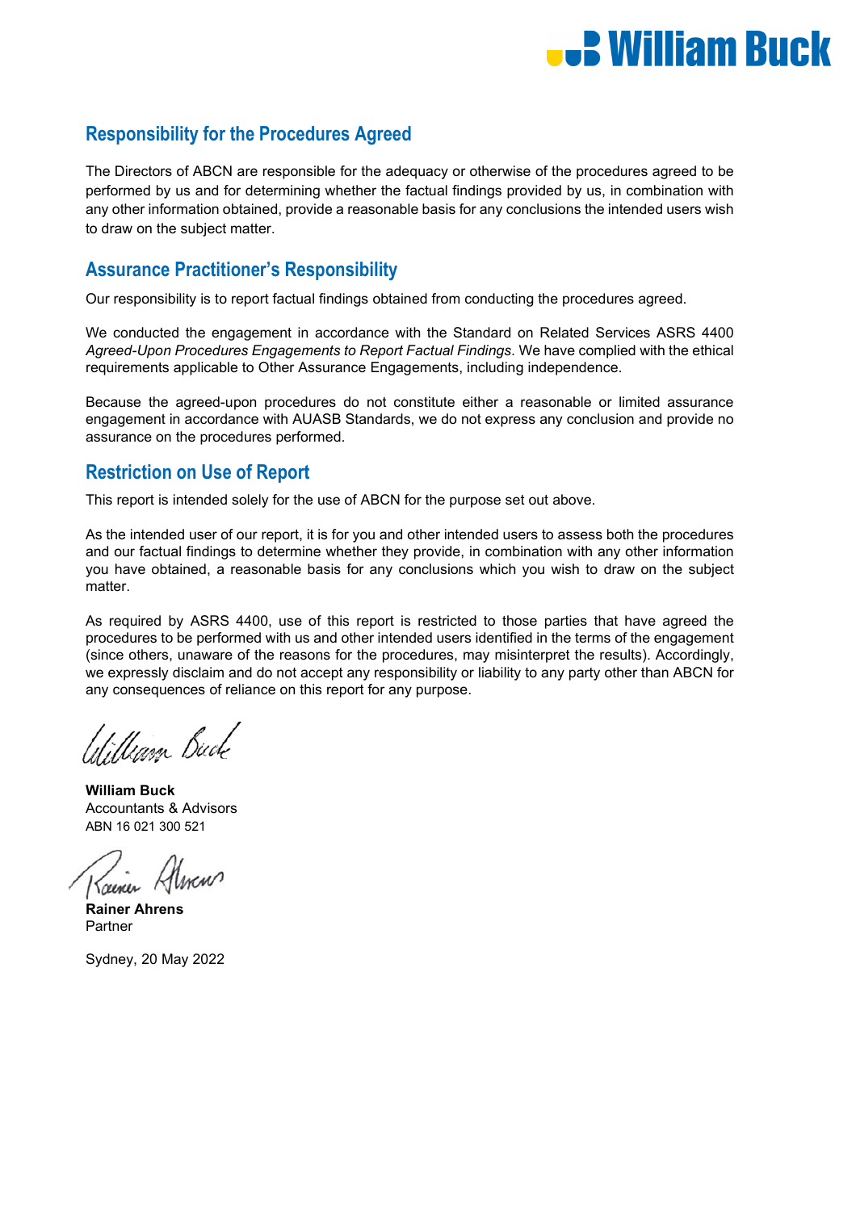## Responsibility for the Procedures Agreed

The Directors of ABCN are responsible for the adequacy or otherwise of the procedures agreed to be performed by us and for determining whether the factual findings provided by us, in combination with any other information obtained, provide a reasonable basis for any conclusions the intended users wish to draw on the subject matter.

## Assurance Practitioner's Responsibility

Our responsibility is to report factual findings obtained from conducting the procedures agreed.

We conducted the engagement in accordance with the Standard on Related Services ASRS 4400 *Agreed-Upon Procedures Engagements to Report Factual Findings*. We have complied with the ethical requirements applicable to Other Assurance Engagements, including independence.

Because the agreed-upon procedures do not constitute either a reasonable or limited assurance engagement in accordance with AUASB Standards, we do not express any conclusion and provide no assurance on the procedures performed.

## Restriction on Use of Report

This report is intended solely for the use of ABCN for the purpose set out above.

As the intended user of our report, it is for you and other intended users to assess both the procedures and our factual findings to determine whether they provide, in combination with any other information you have obtained, a reasonable basis for any conclusions which you wish to draw on the subject matter.

As required by ASRS 4400, use of this report is restricted to those parties that have agreed the procedures to be performed with us and other intended users identified in the terms of the engagement (since others, unaware of the reasons for the procedures, may misinterpret the results). Accordingly, we expressly disclaim and do not accept any responsibility or liability to any party other than ABCN for any consequences of reliance on this report for any purpose.

**William Buck**
Accountants & Advisors
ABN 16 021 300 521

**Rainer Ahrens**
Partner

Sydney, 20 May 2022